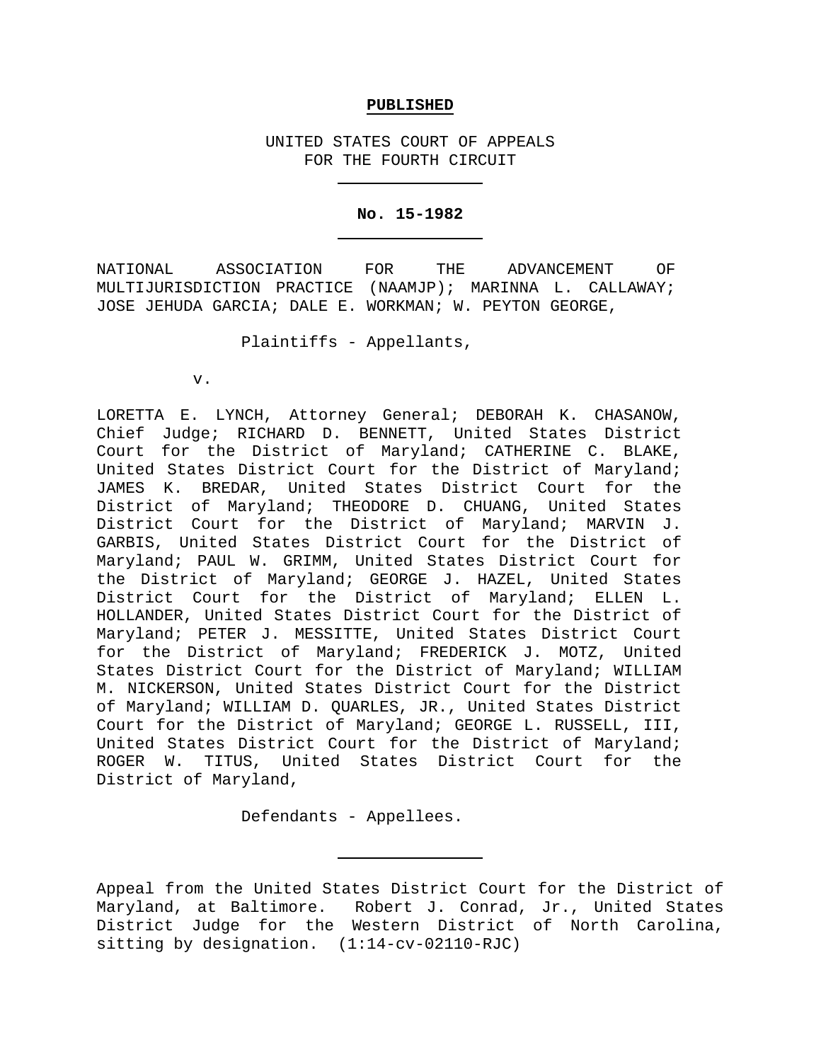**PUBLISHED**

UNITED STATES COURT OF APPEALS
FOR THE FOURTH CIRCUIT

---

**No. 15-1982**

---

NATIONAL ASSOCIATION FOR THE ADVANCEMENT OF MULTIJURISDICTION PRACTICE (NAAMJP); MARINNA L. CALLAWAY; JOSE JEHUDA GARCIA; DALE E. WORKMAN; W. PEYTON GEORGE,

Plaintiffs - Appellants,

v.

LORETTA E. LYNCH, Attorney General; DEBORAH K. CHASANOW, Chief Judge; RICHARD D. BENNETT, United States District Court for the District of Maryland; CATHERINE C. BLAKE, United States District Court for the District of Maryland; JAMES K. BREDAR, United States District Court for the District of Maryland; THEODORE D. CHUANG, United States District Court for the District of Maryland; MARVIN J. GARBIS, United States District Court for the District of Maryland; PAUL W. GRIMM, United States District Court for the District of Maryland; GEORGE J. HAZEL, United States District Court for the District of Maryland; ELLEN L. HOLLANDER, United States District Court for the District of Maryland; PETER J. MESSITTE, United States District Court for the District of Maryland; FREDERICK J. MOTZ, United States District Court for the District of Maryland; WILLIAM M. NICKERSON, United States District Court for the District of Maryland; WILLIAM D. QUARLES, JR., United States District Court for the District of Maryland; GEORGE L. RUSSELL, III, United States District Court for the District of Maryland; ROGER W. TITUS, United States District Court for the District of Maryland,

Defendants - Appellees.

---

Appeal from the United States District Court for the District of Maryland, at Baltimore. Robert J. Conrad, Jr., United States District Judge for the Western District of North Carolina, sitting by designation. (1:14-cv-02110-RJC)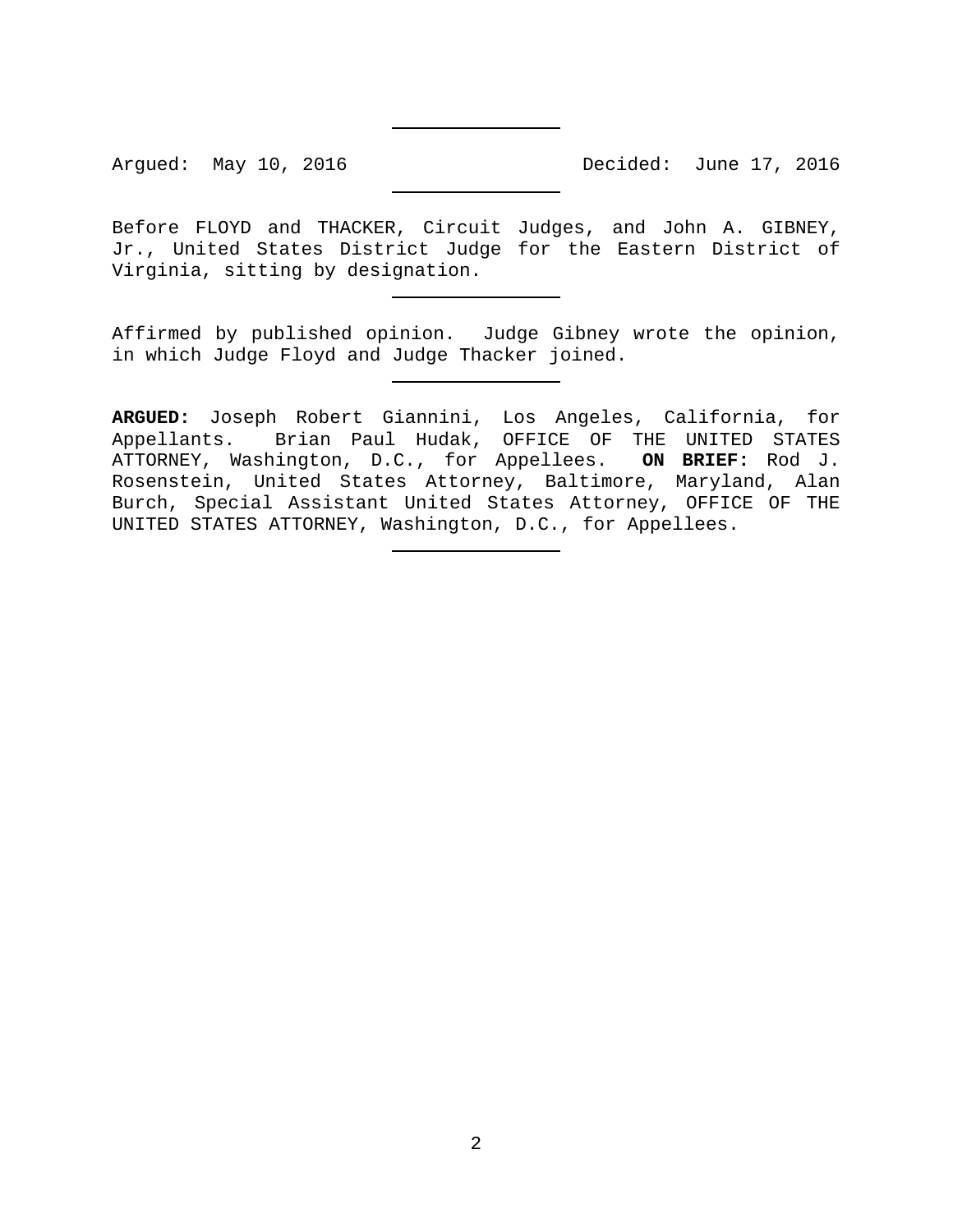Argued: May 10, 2016 Decided: June 17, 2016

---

Before FLOYD and THACKER, Circuit Judges, and John A. GIBNEY, Jr., United States District Judge for the Eastern District of Virginia, sitting by designation.

---

Affirmed by published opinion. Judge Gibney wrote the opinion, in which Judge Floyd and Judge Thacker joined.

---

**ARGUED:** Joseph Robert Giannini, Los Angeles, California, for Appellants. Brian Paul Hudak, OFFICE OF THE UNITED STATES ATTORNEY, Washington, D.C., for Appellees. **ON BRIEF:** Rod J. Rosenstein, United States Attorney, Baltimore, Maryland, Alan Burch, Special Assistant United States Attorney, OFFICE OF THE UNITED STATES ATTORNEY, Washington, D.C., for Appellees.

---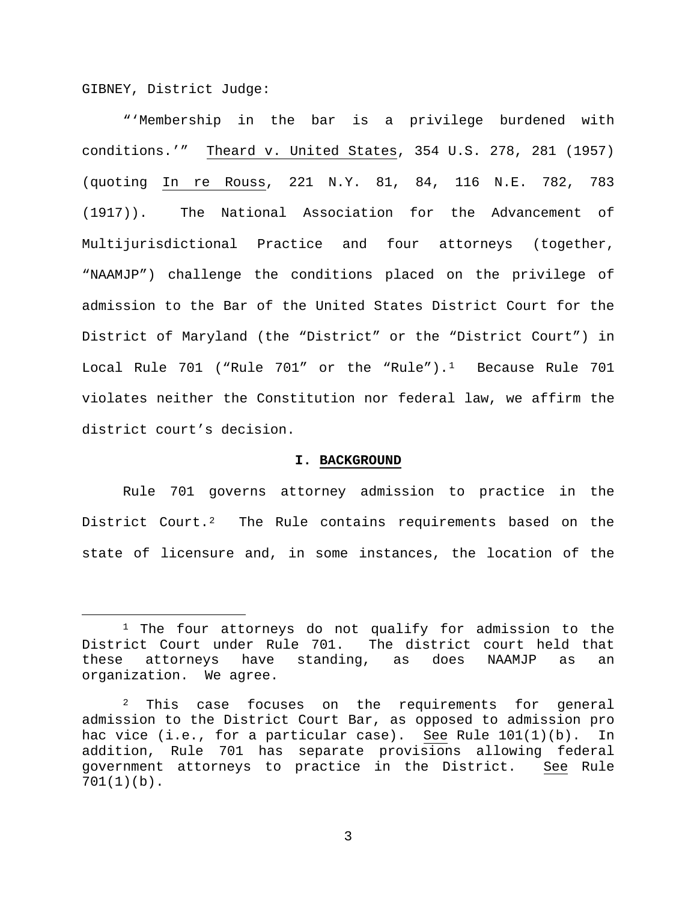GIBNEY, District Judge:

"'Membership in the bar is a privilege burdened with conditions.'" Theard v. United States, 354 U.S. 278, 281 (1957) (quoting In re Rouss, 221 N.Y. 81, 84, 116 N.E. 782, 783 (1917)). The National Association for the Advancement of Multijurisdictional Practice and four attorneys (together, "NAAMJP") challenge the conditions placed on the privilege of admission to the Bar of the United States District Court for the District of Maryland (the "District" or the "District Court") in Local Rule 701 ("Rule 701" or the "Rule").[1] Because Rule 701 violates neither the Constitution nor federal law, we affirm the district court's decision.

## I. BACKGROUND

Rule 701 governs attorney admission to practice in the District Court.[2] The Rule contains requirements based on the state of licensure and, in some instances, the location of the

---

[1] The four attorneys do not qualify for admission to the District Court under Rule 701. The district court held that these attorneys have standing, as does NAAMJP as an organization. We agree.

[2] This case focuses on the requirements for general admission to the District Court Bar, as opposed to admission pro hac vice (i.e., for a particular case). See Rule 101(1)(b). In addition, Rule 701 has separate provisions allowing federal government attorneys to practice in the District. See Rule 701(1)(b).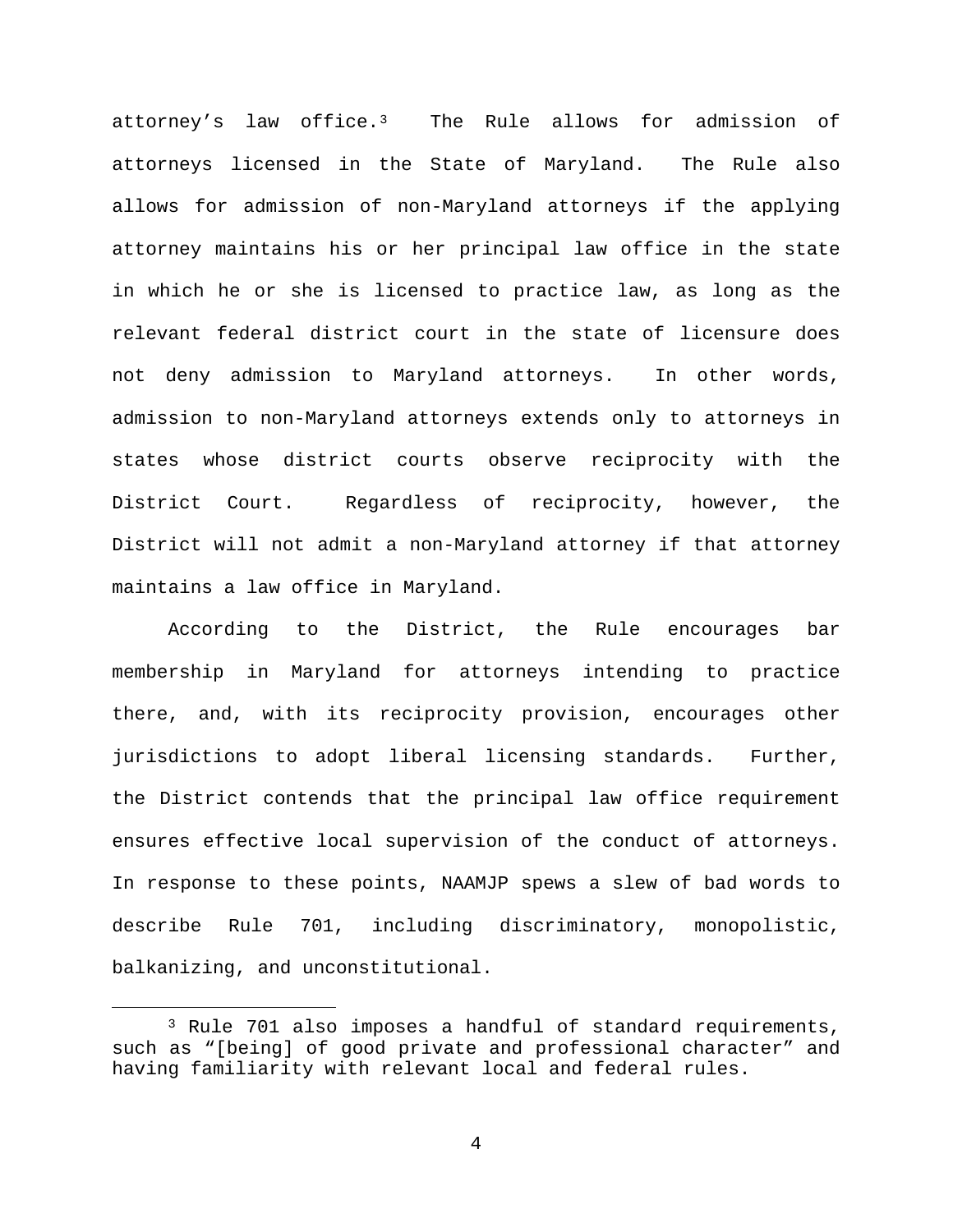attorney's law office.[3] The Rule allows for admission of attorneys licensed in the State of Maryland. The Rule also allows for admission of non-Maryland attorneys if the applying attorney maintains his or her principal law office in the state in which he or she is licensed to practice law, as long as the relevant federal district court in the state of licensure does not deny admission to Maryland attorneys. In other words, admission to non-Maryland attorneys extends only to attorneys in states whose district courts observe reciprocity with the District Court. Regardless of reciprocity, however, the District will not admit a non-Maryland attorney if that attorney maintains a law office in Maryland.

According to the District, the Rule encourages bar membership in Maryland for attorneys intending to practice there, and, with its reciprocity provision, encourages other jurisdictions to adopt liberal licensing standards. Further, the District contends that the principal law office requirement ensures effective local supervision of the conduct of attorneys. In response to these points, NAAMJP spews a slew of bad words to describe Rule 701, including discriminatory, monopolistic, balkanizing, and unconstitutional.

[3] Rule 701 also imposes a handful of standard requirements, such as "[being] of good private and professional character" and having familiarity with relevant local and federal rules.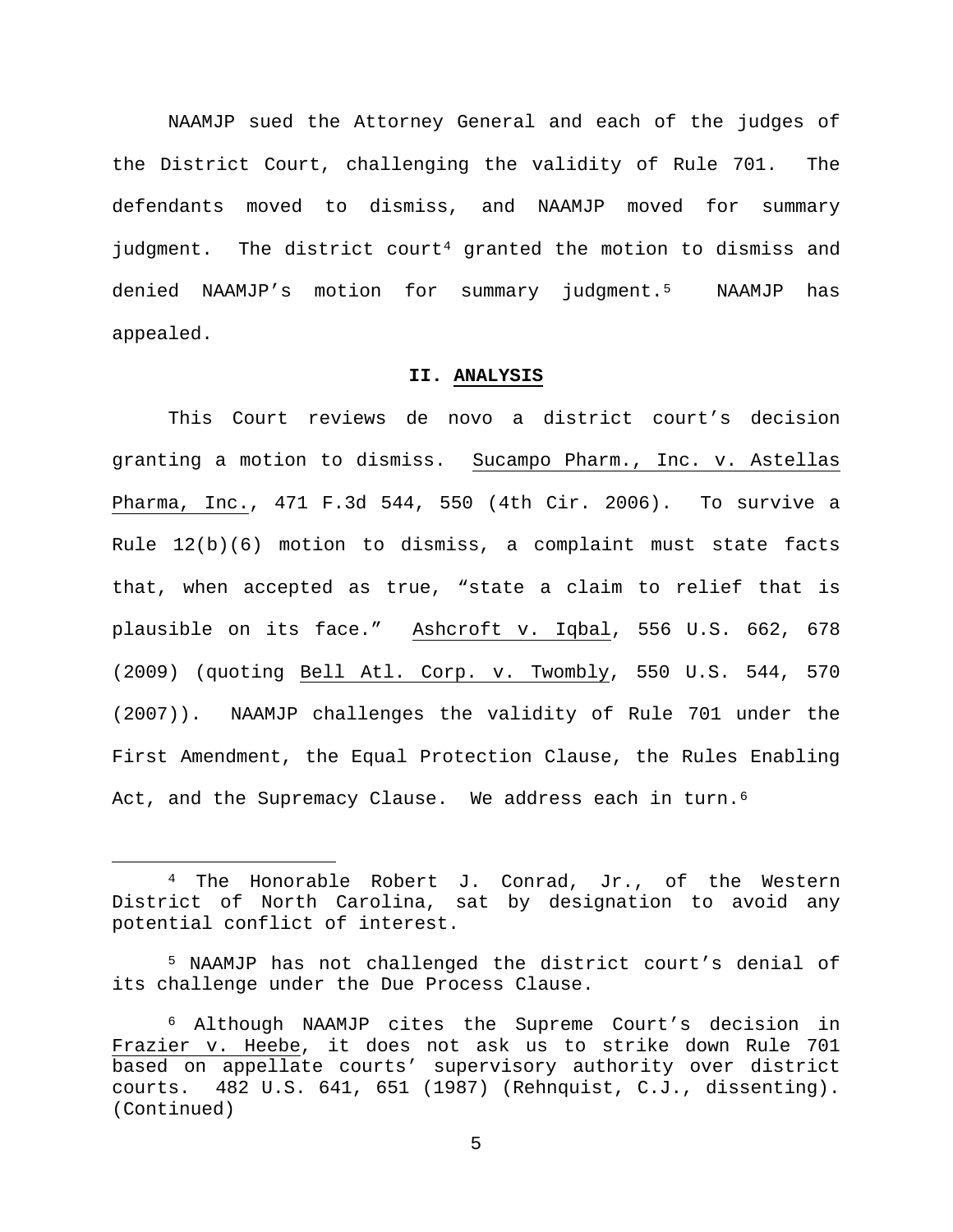NAAMJP sued the Attorney General and each of the judges of the District Court, challenging the validity of Rule 701. The defendants moved to dismiss, and NAAMJP moved for summary judgment. The district court[4] granted the motion to dismiss and denied NAAMJP's motion for summary judgment.[5] NAAMJP has appealed.

## II. ANALYSIS

This Court reviews de novo a district court's decision granting a motion to dismiss. Sucampo Pharm., Inc. v. Astellas Pharma, Inc., 471 F.3d 544, 550 (4th Cir. 2006). To survive a Rule 12(b)(6) motion to dismiss, a complaint must state facts that, when accepted as true, "state a claim to relief that is plausible on its face." Ashcroft v. Iqbal, 556 U.S. 662, 678 (2009) (quoting Bell Atl. Corp. v. Twombly, 550 U.S. 544, 570 (2007)). NAAMJP challenges the validity of Rule 701 under the First Amendment, the Equal Protection Clause, the Rules Enabling Act, and the Supremacy Clause. We address each in turn.[6]

---

[4] The Honorable Robert J. Conrad, Jr., of the Western District of North Carolina, sat by designation to avoid any potential conflict of interest.

[5] NAAMJP has not challenged the district court's denial of its challenge under the Due Process Clause.

[6] Although NAAMJP cites the Supreme Court's decision in Frazier v. Heebe, it does not ask us to strike down Rule 701 based on appellate courts' supervisory authority over district courts. 482 U.S. 641, 651 (1987) (Rehnquist, C.J., dissenting). (Continued)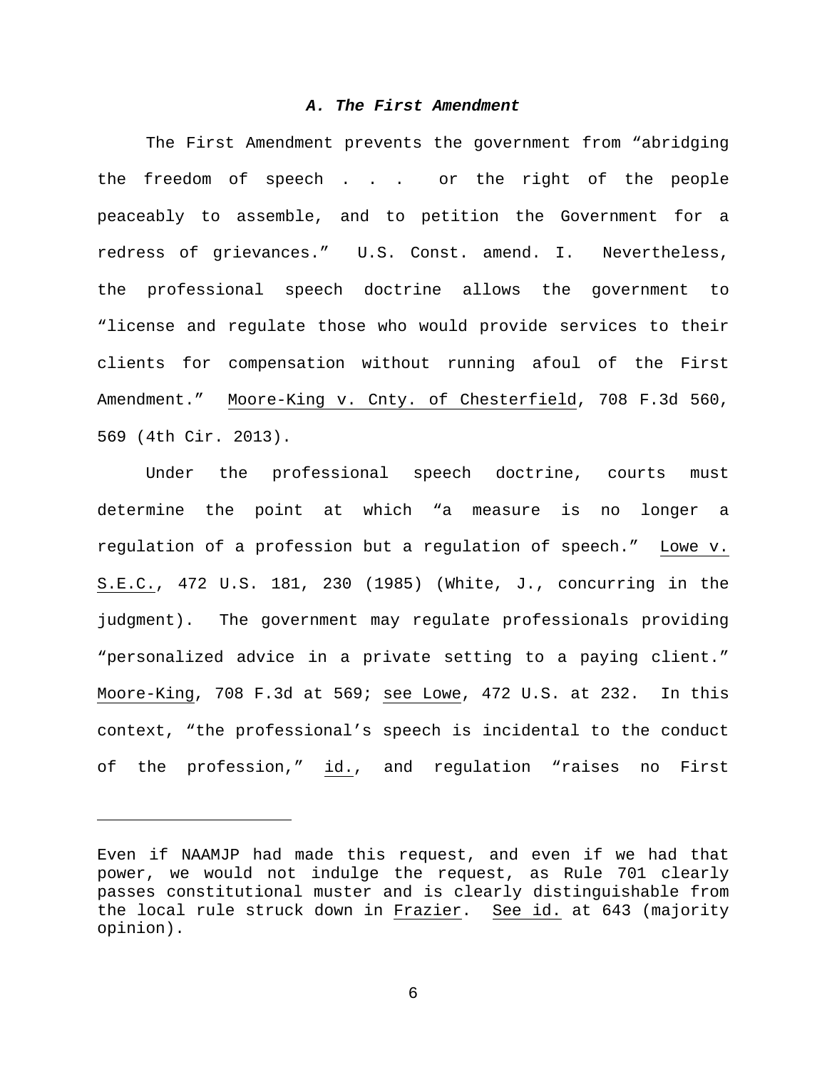### *A. The First Amendment*

The First Amendment prevents the government from "abridging the freedom of speech . . . or the right of the people peaceably to assemble, and to petition the Government for a redress of grievances." U.S. Const. amend. I. Nevertheless, the professional speech doctrine allows the government to "license and regulate those who would provide services to their clients for compensation without running afoul of the First Amendment." Moore-King v. Cnty. of Chesterfield, 708 F.3d 560, 569 (4th Cir. 2013).

Under the professional speech doctrine, courts must determine the point at which "a measure is no longer a regulation of a profession but a regulation of speech." Lowe v. S.E.C., 472 U.S. 181, 230 (1985) (White, J., concurring in the judgment). The government may regulate professionals providing "personalized advice in a private setting to a paying client." Moore-King, 708 F.3d at 569; see Lowe, 472 U.S. at 232. In this context, "the professional's speech is incidental to the conduct of the profession," id., and regulation "raises no First

---

Even if NAAMJP had made this request, and even if we had that power, we would not indulge the request, as Rule 701 clearly passes constitutional muster and is clearly distinguishable from the local rule struck down in Frazier. See id. at 643 (majority opinion).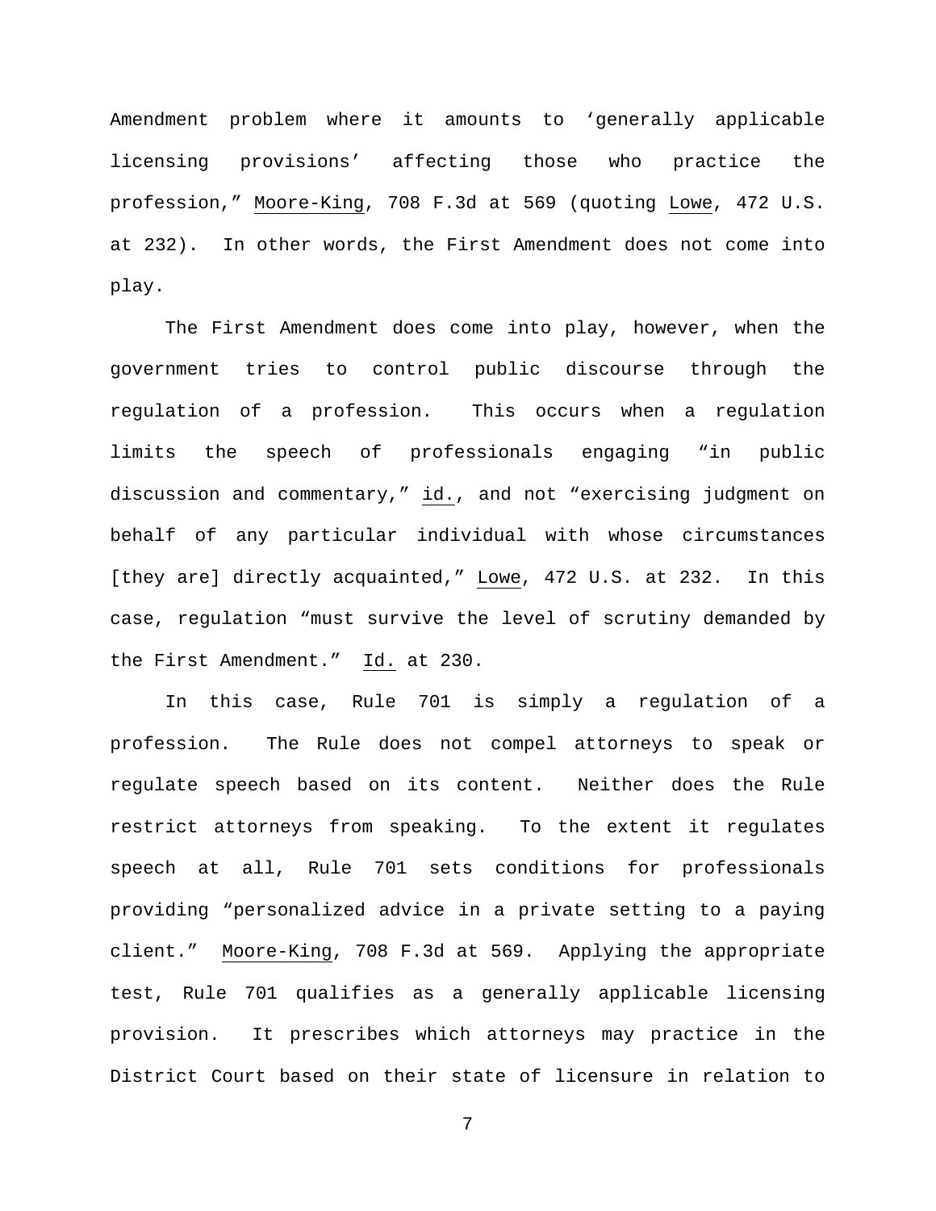Amendment problem where it amounts to 'generally applicable licensing provisions' affecting those who practice the profession," Moore-King, 708 F.3d at 569 (quoting Lowe, 472 U.S. at 232). In other words, the First Amendment does not come into play.

The First Amendment does come into play, however, when the government tries to control public discourse through the regulation of a profession. This occurs when a regulation limits the speech of professionals engaging "in public discussion and commentary," id., and not "exercising judgment on behalf of any particular individual with whose circumstances [they are] directly acquainted," Lowe, 472 U.S. at 232. In this case, regulation "must survive the level of scrutiny demanded by the First Amendment." Id. at 230.

In this case, Rule 701 is simply a regulation of a profession. The Rule does not compel attorneys to speak or regulate speech based on its content. Neither does the Rule restrict attorneys from speaking. To the extent it regulates speech at all, Rule 701 sets conditions for professionals providing "personalized advice in a private setting to a paying client." Moore-King, 708 F.3d at 569. Applying the appropriate test, Rule 701 qualifies as a generally applicable licensing provision. It prescribes which attorneys may practice in the District Court based on their state of licensure in relation to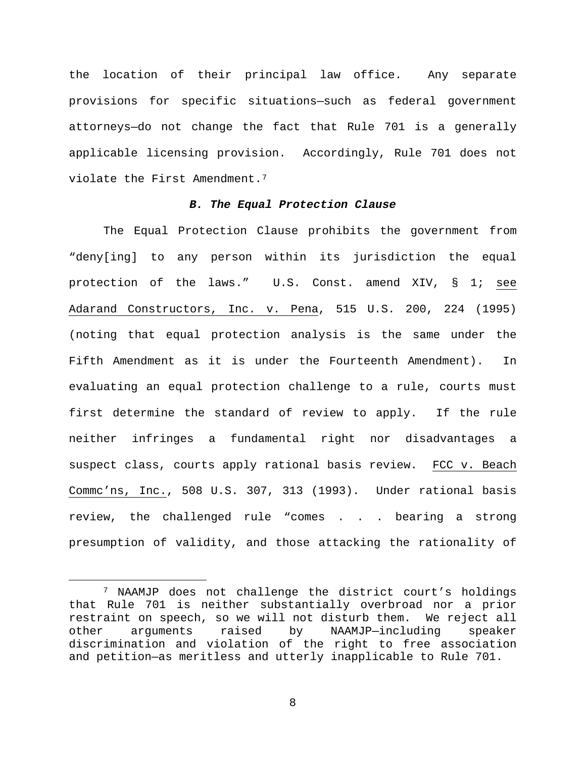the location of their principal law office. Any separate provisions for specific situations—such as federal government attorneys—do not change the fact that Rule 701 is a generally applicable licensing provision. Accordingly, Rule 701 does not violate the First Amendment.[7]

### *B. The Equal Protection Clause*

The Equal Protection Clause prohibits the government from "deny[ing] to any person within its jurisdiction the equal protection of the laws." U.S. Const. amend XIV, § 1; see Adarand Constructors, Inc. v. Pena, 515 U.S. 200, 224 (1995) (noting that equal protection analysis is the same under the Fifth Amendment as it is under the Fourteenth Amendment). In evaluating an equal protection challenge to a rule, courts must first determine the standard of review to apply. If the rule neither infringes a fundamental right nor disadvantages a suspect class, courts apply rational basis review. FCC v. Beach Commc'ns, Inc., 508 U.S. 307, 313 (1993). Under rational basis review, the challenged rule "comes . . . bearing a strong presumption of validity, and those attacking the rationality of

---

[7] NAAMJP does not challenge the district court's holdings that Rule 701 is neither substantially overbroad nor a prior restraint on speech, so we will not disturb them. We reject all other arguments raised by NAAMJP—including speaker discrimination and violation of the right to free association and petition—as meritless and utterly inapplicable to Rule 701.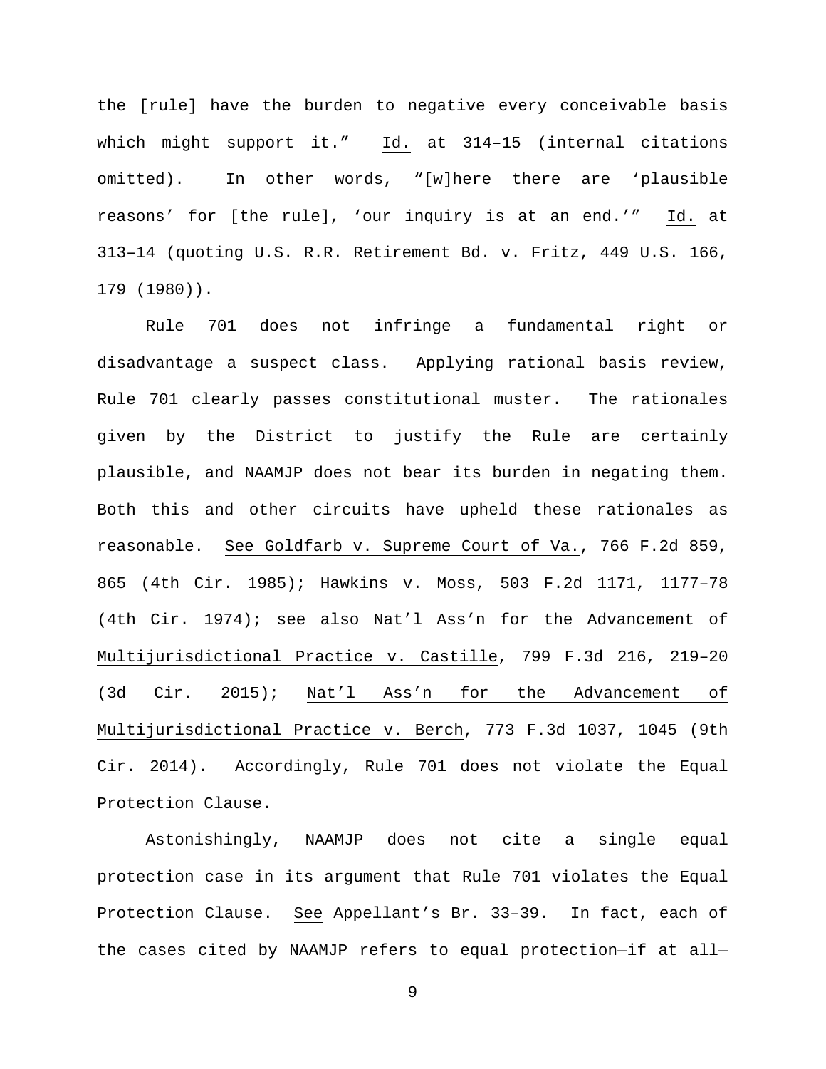the [rule] have the burden to negative every conceivable basis which might support it." Id. at 314–15 (internal citations omitted). In other words, "[w]here there are 'plausible reasons' for [the rule], 'our inquiry is at an end.'" Id. at 313–14 (quoting U.S. R.R. Retirement Bd. v. Fritz, 449 U.S. 166, 179 (1980)).

Rule 701 does not infringe a fundamental right or disadvantage a suspect class. Applying rational basis review, Rule 701 clearly passes constitutional muster. The rationales given by the District to justify the Rule are certainly plausible, and NAAMJP does not bear its burden in negating them. Both this and other circuits have upheld these rationales as reasonable. See Goldfarb v. Supreme Court of Va., 766 F.2d 859, 865 (4th Cir. 1985); Hawkins v. Moss, 503 F.2d 1171, 1177–78 (4th Cir. 1974); see also Nat'l Ass'n for the Advancement of Multijurisdictional Practice v. Castille, 799 F.3d 216, 219–20 (3d Cir. 2015); Nat'l Ass'n for the Advancement of Multijurisdictional Practice v. Berch, 773 F.3d 1037, 1045 (9th Cir. 2014). Accordingly, Rule 701 does not violate the Equal Protection Clause.

Astonishingly, NAAMJP does not cite a single equal protection case in its argument that Rule 701 violates the Equal Protection Clause. See Appellant's Br. 33–39. In fact, each of the cases cited by NAAMJP refers to equal protection—if at all—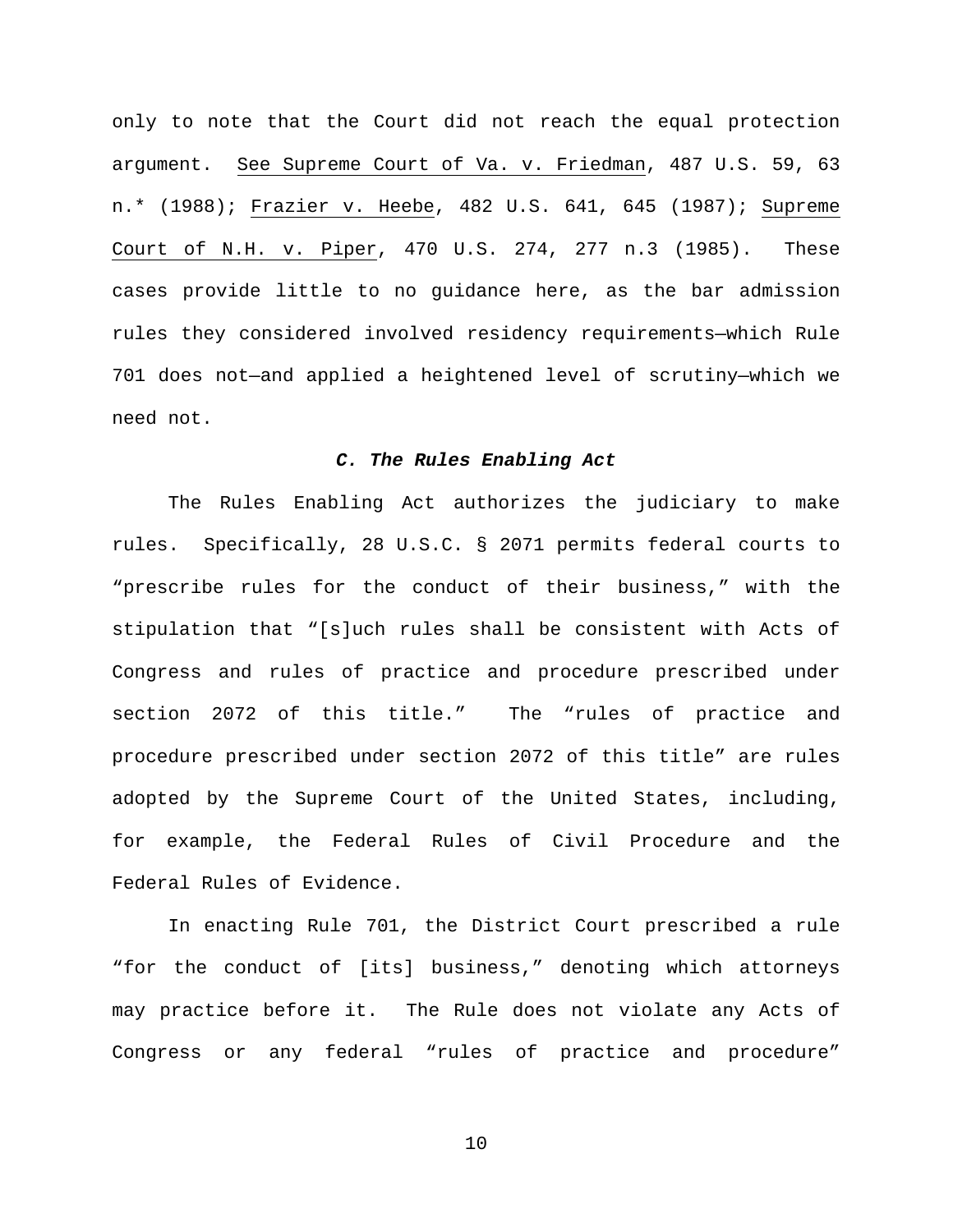only to note that the Court did not reach the equal protection argument. See Supreme Court of Va. v. Friedman, 487 U.S. 59, 63 n.* (1988); Frazier v. Heebe, 482 U.S. 641, 645 (1987); Supreme Court of N.H. v. Piper, 470 U.S. 274, 277 n.3 (1985). These cases provide little to no guidance here, as the bar admission rules they considered involved residency requirements—which Rule 701 does not—and applied a heightened level of scrutiny—which we need not.

### *C. The Rules Enabling Act*

The Rules Enabling Act authorizes the judiciary to make rules. Specifically, 28 U.S.C. § 2071 permits federal courts to "prescribe rules for the conduct of their business," with the stipulation that "[s]uch rules shall be consistent with Acts of Congress and rules of practice and procedure prescribed under section 2072 of this title." The "rules of practice and procedure prescribed under section 2072 of this title" are rules adopted by the Supreme Court of the United States, including, for example, the Federal Rules of Civil Procedure and the Federal Rules of Evidence.

In enacting Rule 701, the District Court prescribed a rule "for the conduct of [its] business," denoting which attorneys may practice before it. The Rule does not violate any Acts of Congress or any federal "rules of practice and procedure"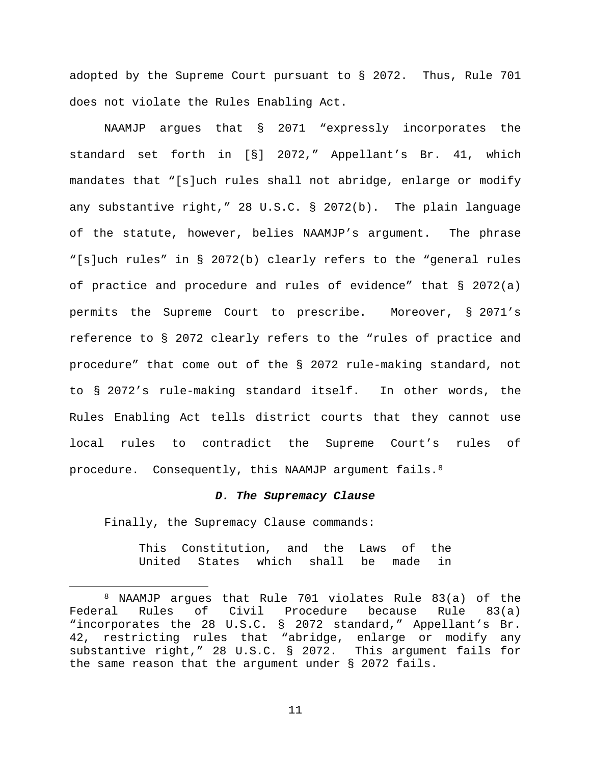adopted by the Supreme Court pursuant to § 2072. Thus, Rule 701 does not violate the Rules Enabling Act.

NAAMJP argues that § 2071 "expressly incorporates the standard set forth in [§] 2072," Appellant's Br. 41, which mandates that "[s]uch rules shall not abridge, enlarge or modify any substantive right," 28 U.S.C. § 2072(b). The plain language of the statute, however, belies NAAMJP's argument. The phrase "[s]uch rules" in § 2072(b) clearly refers to the "general rules of practice and procedure and rules of evidence" that § 2072(a) permits the Supreme Court to prescribe. Moreover, § 2071's reference to § 2072 clearly refers to the "rules of practice and procedure" that come out of the § 2072 rule-making standard, not to § 2072's rule-making standard itself. In other words, the Rules Enabling Act tells district courts that they cannot use local rules to contradict the Supreme Court's rules of procedure. Consequently, this NAAMJP argument fails.[8]

### *D. The Supremacy Clause*

Finally, the Supremacy Clause commands:

> This Constitution, and the Laws of the United States which shall be made in

---

[8] NAAMJP argues that Rule 701 violates Rule 83(a) of the Federal Rules of Civil Procedure because Rule 83(a) "incorporates the 28 U.S.C. § 2072 standard," Appellant's Br. 42, restricting rules that "abridge, enlarge or modify any substantive right," 28 U.S.C. § 2072. This argument fails for the same reason that the argument under § 2072 fails.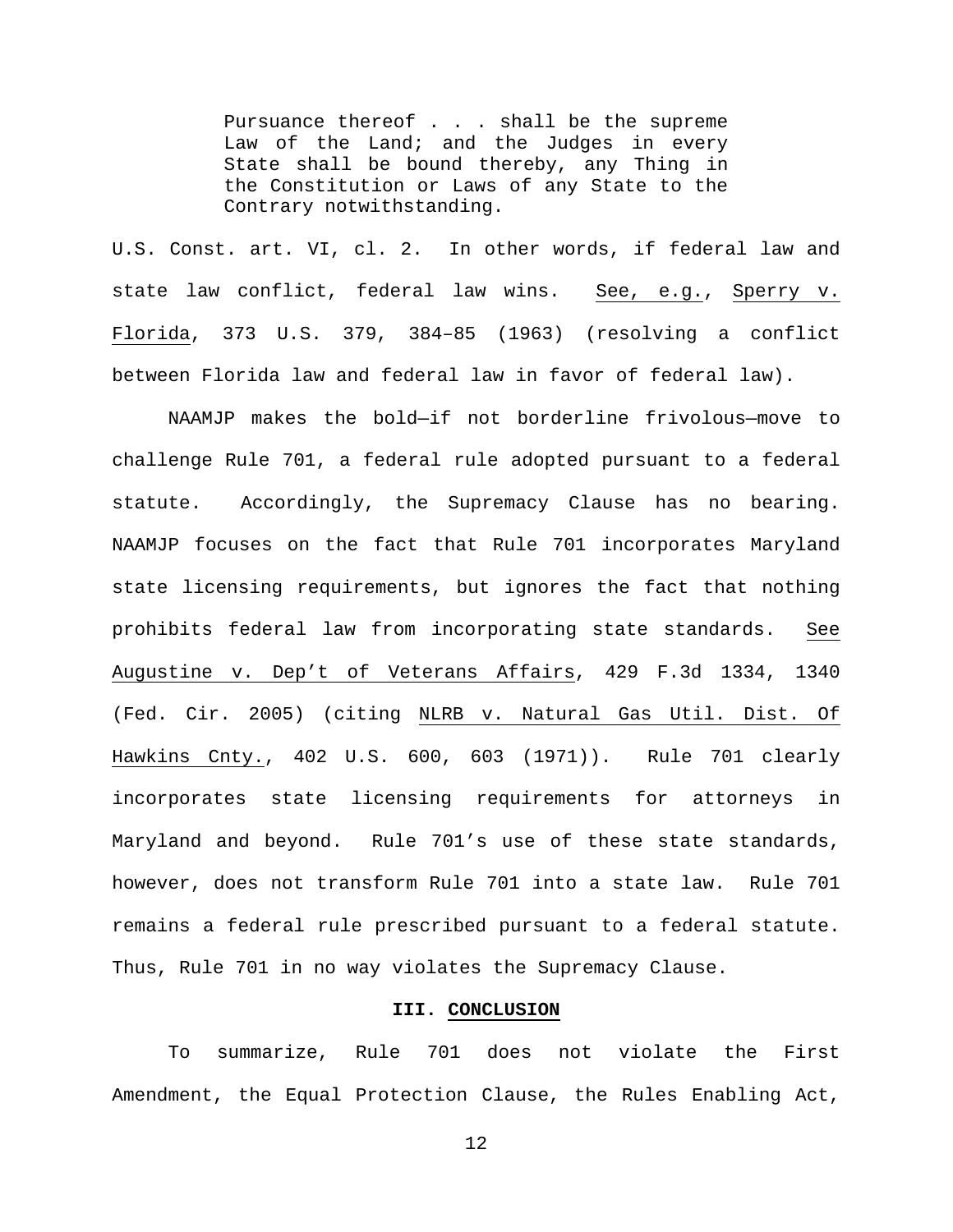> Pursuance thereof . . . shall be the supreme Law of the Land; and the Judges in every State shall be bound thereby, any Thing in the Constitution or Laws of any State to the Contrary notwithstanding.

U.S. Const. art. VI, cl. 2. In other words, if federal law and state law conflict, federal law wins. See, e.g., Sperry v. Florida, 373 U.S. 379, 384–85 (1963) (resolving a conflict between Florida law and federal law in favor of federal law).

NAAMJP makes the bold—if not borderline frivolous—move to challenge Rule 701, a federal rule adopted pursuant to a federal statute. Accordingly, the Supremacy Clause has no bearing. NAAMJP focuses on the fact that Rule 701 incorporates Maryland state licensing requirements, but ignores the fact that nothing prohibits federal law from incorporating state standards. See Augustine v. Dep't of Veterans Affairs, 429 F.3d 1334, 1340 (Fed. Cir. 2005) (citing NLRB v. Natural Gas Util. Dist. Of Hawkins Cnty., 402 U.S. 600, 603 (1971)). Rule 701 clearly incorporates state licensing requirements for attorneys in Maryland and beyond. Rule 701's use of these state standards, however, does not transform Rule 701 into a state law. Rule 701 remains a federal rule prescribed pursuant to a federal statute. Thus, Rule 701 in no way violates the Supremacy Clause.

## III. CONCLUSION

To summarize, Rule 701 does not violate the First Amendment, the Equal Protection Clause, the Rules Enabling Act,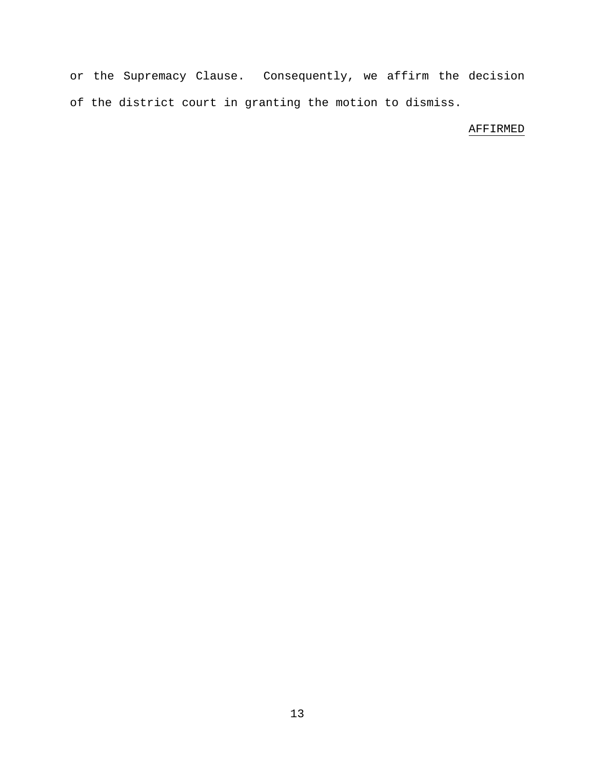or the Supremacy Clause. Consequently, we affirm the decision of the district court in granting the motion to dismiss.

AFFIRMED